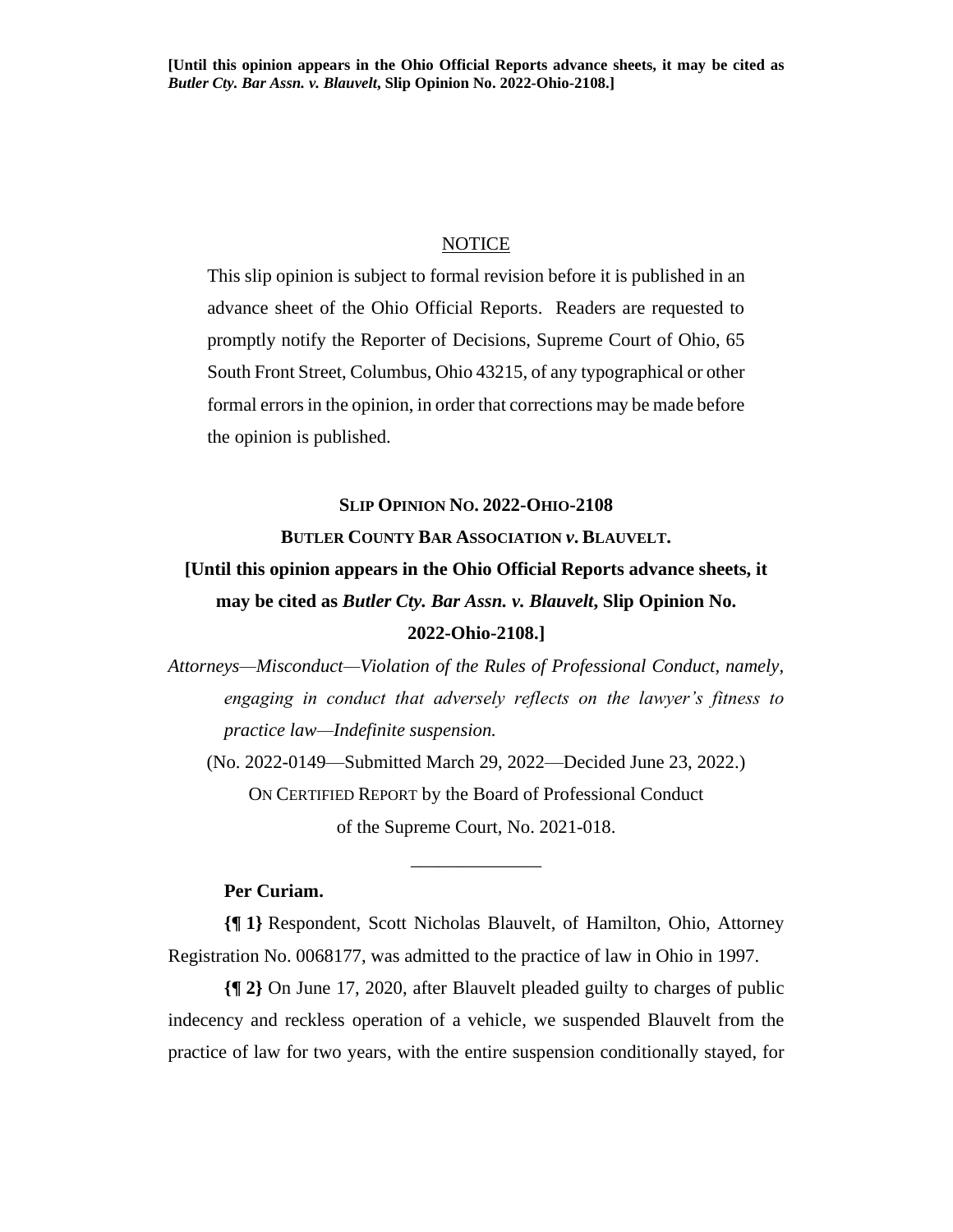**[Until this opinion appears in the Ohio Official Reports advance sheets, it may be cited as *Butler Cty. Bar Assn. v. Blauvelt*, Slip Opinion No. 2022-Ohio-2108.]**

NOTICE

This slip opinion is subject to formal revision before it is published in an advance sheet of the Ohio Official Reports. Readers are requested to promptly notify the Reporter of Decisions, Supreme Court of Ohio, 65 South Front Street, Columbus, Ohio 43215, of any typographical or other formal errors in the opinion, in order that corrections may be made before the opinion is published.

**SLIP OPINION NO. 2022-OHIO-2108**

**BUTLER COUNTY BAR ASSOCIATION *v.* BLAUVELT.**

**[Until this opinion appears in the Ohio Official Reports advance sheets, it may be cited as *Butler Cty. Bar Assn. v. Blauvelt*, Slip Opinion No. 2022-Ohio-2108.]**

*Attorneys—Misconduct—Violation of the Rules of Professional Conduct, namely, engaging in conduct that adversely reflects on the lawyer's fitness to practice law—Indefinite suspension.*

(No. 2022-0149—Submitted March 29, 2022—Decided June 23, 2022.)

ON CERTIFIED REPORT by the Board of Professional Conduct of the Supreme Court, No. 2021-018.

______________

**Per Curiam.**

**{¶ 1}** Respondent, Scott Nicholas Blauvelt, of Hamilton, Ohio, Attorney Registration No. 0068177, was admitted to the practice of law in Ohio in 1997.

**{¶ 2}** On June 17, 2020, after Blauvelt pleaded guilty to charges of public indecency and reckless operation of a vehicle, we suspended Blauvelt from the practice of law for two years, with the entire suspension conditionally stayed, for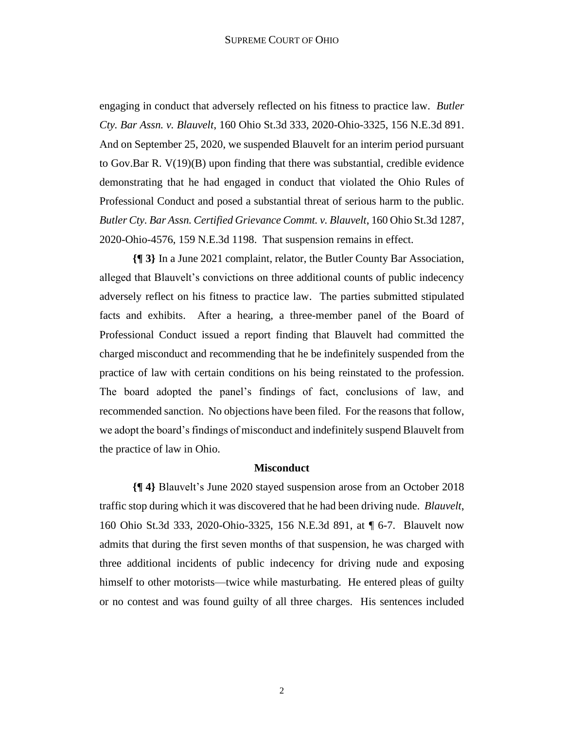engaging in conduct that adversely reflected on his fitness to practice law. *Butler Cty. Bar Assn. v. Blauvelt*, 160 Ohio St.3d 333, 2020-Ohio-3325, 156 N.E.3d 891. And on September 25, 2020, we suspended Blauvelt for an interim period pursuant to Gov.Bar R. V(19)(B) upon finding that there was substantial, credible evidence demonstrating that he had engaged in conduct that violated the Ohio Rules of Professional Conduct and posed a substantial threat of serious harm to the public. *Butler Cty. Bar Assn. Certified Grievance Commt. v. Blauvelt*, 160 Ohio St.3d 1287, 2020-Ohio-4576, 159 N.E.3d 1198. That suspension remains in effect.

**{¶ 3}** In a June 2021 complaint, relator, the Butler County Bar Association, alleged that Blauvelt's convictions on three additional counts of public indecency adversely reflect on his fitness to practice law. The parties submitted stipulated facts and exhibits. After a hearing, a three-member panel of the Board of Professional Conduct issued a report finding that Blauvelt had committed the charged misconduct and recommending that he be indefinitely suspended from the practice of law with certain conditions on his being reinstated to the profession. The board adopted the panel's findings of fact, conclusions of law, and recommended sanction. No objections have been filed. For the reasons that follow, we adopt the board's findings of misconduct and indefinitely suspend Blauvelt from the practice of law in Ohio.

## Misconduct

**{¶ 4}** Blauvelt's June 2020 stayed suspension arose from an October 2018 traffic stop during which it was discovered that he had been driving nude. *Blauvelt*, 160 Ohio St.3d 333, 2020-Ohio-3325, 156 N.E.3d 891, at ¶ 6-7. Blauvelt now admits that during the first seven months of that suspension, he was charged with three additional incidents of public indecency for driving nude and exposing himself to other motorists—twice while masturbating. He entered pleas of guilty or no contest and was found guilty of all three charges. His sentences included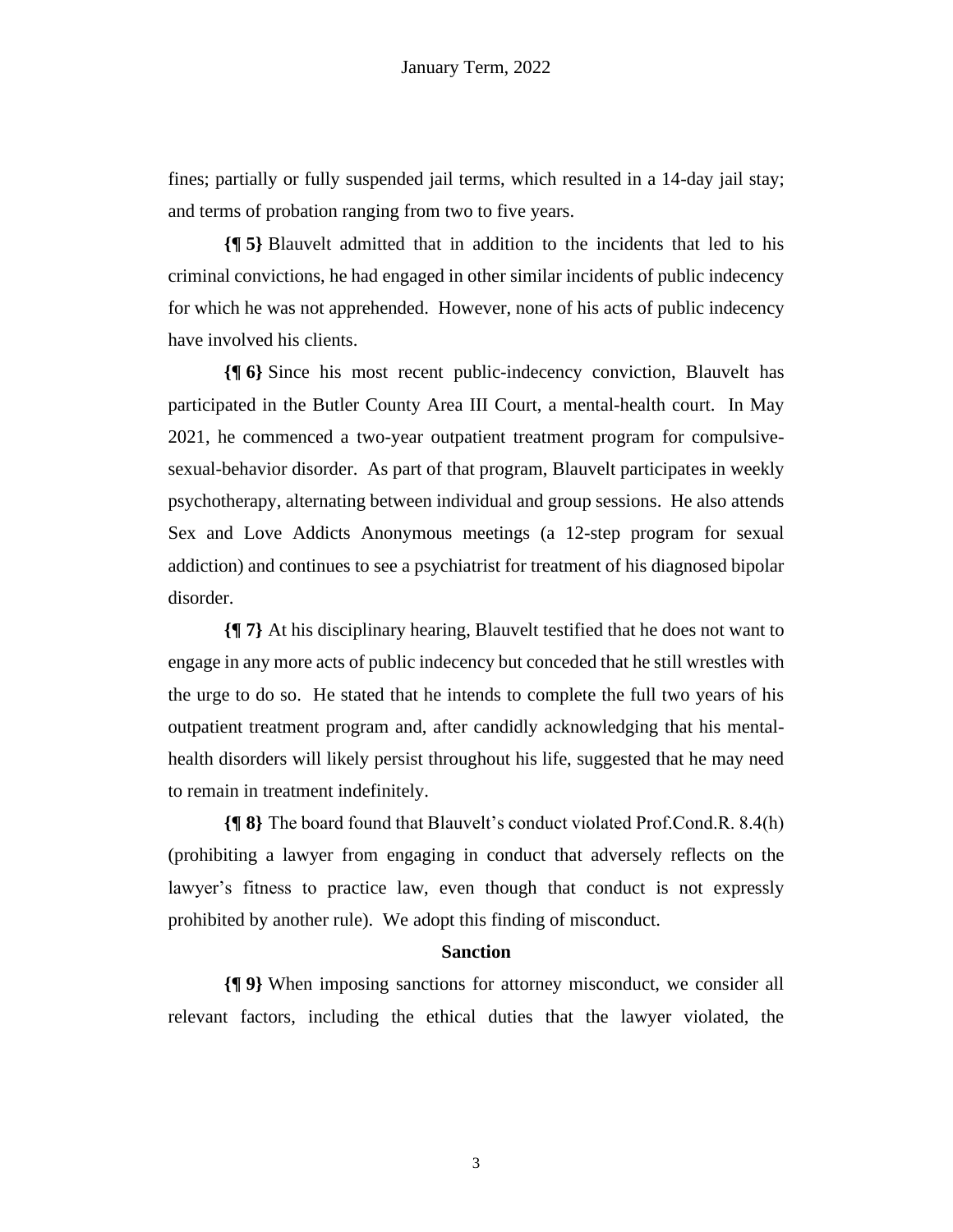fines; partially or fully suspended jail terms, which resulted in a 14-day jail stay; and terms of probation ranging from two to five years.

**{¶ 5}** Blauvelt admitted that in addition to the incidents that led to his criminal convictions, he had engaged in other similar incidents of public indecency for which he was not apprehended. However, none of his acts of public indecency have involved his clients.

**{¶ 6}** Since his most recent public-indecency conviction, Blauvelt has participated in the Butler County Area III Court, a mental-health court. In May 2021, he commenced a two-year outpatient treatment program for compulsive-sexual-behavior disorder. As part of that program, Blauvelt participates in weekly psychotherapy, alternating between individual and group sessions. He also attends Sex and Love Addicts Anonymous meetings (a 12-step program for sexual addiction) and continues to see a psychiatrist for treatment of his diagnosed bipolar disorder.

**{¶ 7}** At his disciplinary hearing, Blauvelt testified that he does not want to engage in any more acts of public indecency but conceded that he still wrestles with the urge to do so. He stated that he intends to complete the full two years of his outpatient treatment program and, after candidly acknowledging that his mental-health disorders will likely persist throughout his life, suggested that he may need to remain in treatment indefinitely.

**{¶ 8}** The board found that Blauvelt's conduct violated Prof.Cond.R. 8.4(h) (prohibiting a lawyer from engaging in conduct that adversely reflects on the lawyer's fitness to practice law, even though that conduct is not expressly prohibited by another rule). We adopt this finding of misconduct.

## Sanction

**{¶ 9}** When imposing sanctions for attorney misconduct, we consider all relevant factors, including the ethical duties that the lawyer violated, the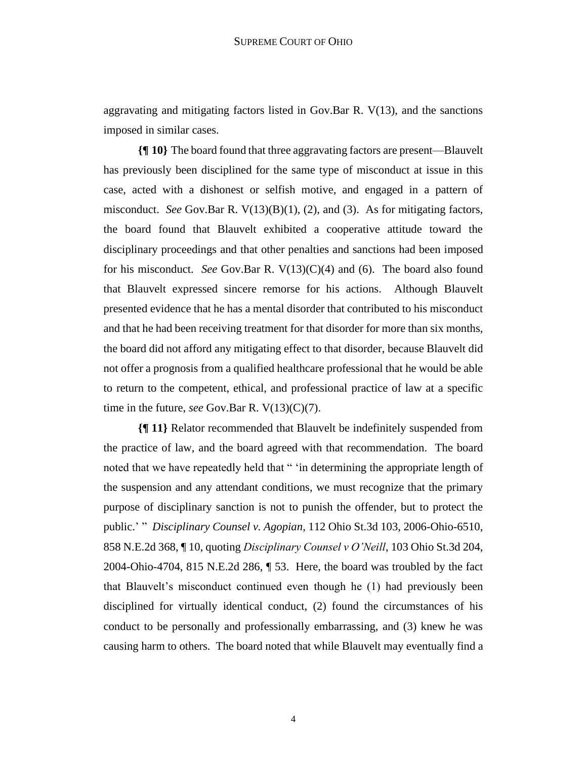aggravating and mitigating factors listed in Gov.Bar R. V(13), and the sanctions imposed in similar cases.

**{¶ 10}** The board found that three aggravating factors are present—Blauvelt has previously been disciplined for the same type of misconduct at issue in this case, acted with a dishonest or selfish motive, and engaged in a pattern of misconduct. *See* Gov.Bar R. V(13)(B)(1), (2), and (3). As for mitigating factors, the board found that Blauvelt exhibited a cooperative attitude toward the disciplinary proceedings and that other penalties and sanctions had been imposed for his misconduct. *See* Gov.Bar R. V(13)(C)(4) and (6). The board also found that Blauvelt expressed sincere remorse for his actions. Although Blauvelt presented evidence that he has a mental disorder that contributed to his misconduct and that he had been receiving treatment for that disorder for more than six months, the board did not afford any mitigating effect to that disorder, because Blauvelt did not offer a prognosis from a qualified healthcare professional that he would be able to return to the competent, ethical, and professional practice of law at a specific time in the future, *see* Gov.Bar R. V(13)(C)(7).

**{¶ 11}** Relator recommended that Blauvelt be indefinitely suspended from the practice of law, and the board agreed with that recommendation. The board noted that we have repeatedly held that " 'in determining the appropriate length of the suspension and any attendant conditions, we must recognize that the primary purpose of disciplinary sanction is not to punish the offender, but to protect the public.' " *Disciplinary Counsel v. Agopian*, 112 Ohio St.3d 103, 2006-Ohio-6510, 858 N.E.2d 368, ¶ 10, quoting *Disciplinary Counsel v O'Neill*, 103 Ohio St.3d 204, 2004-Ohio-4704, 815 N.E.2d 286, ¶ 53. Here, the board was troubled by the fact that Blauvelt's misconduct continued even though he (1) had previously been disciplined for virtually identical conduct, (2) found the circumstances of his conduct to be personally and professionally embarrassing, and (3) knew he was causing harm to others. The board noted that while Blauvelt may eventually find a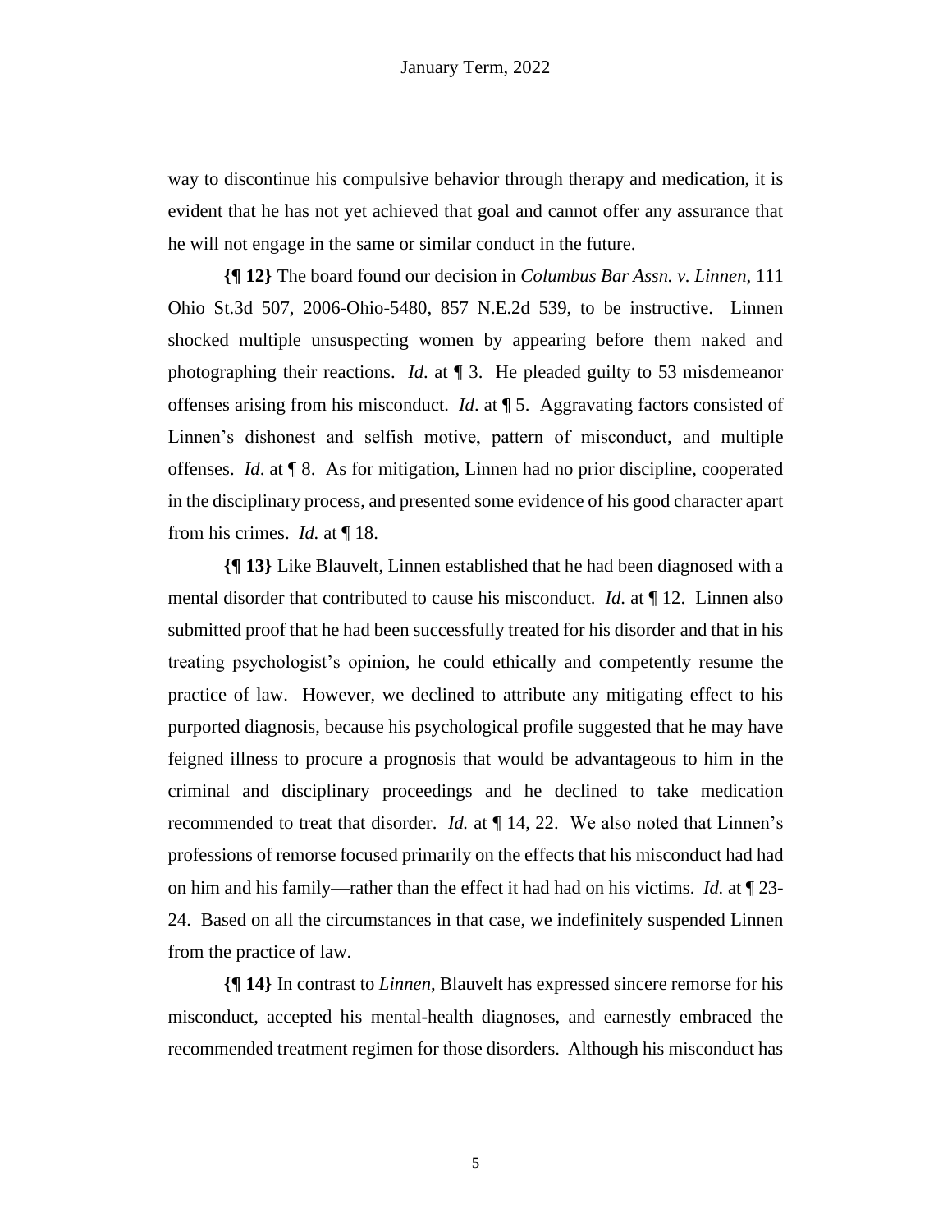way to discontinue his compulsive behavior through therapy and medication, it is evident that he has not yet achieved that goal and cannot offer any assurance that he will not engage in the same or similar conduct in the future.

**{¶ 12}** The board found our decision in *Columbus Bar Assn. v. Linnen*, 111 Ohio St.3d 507, 2006-Ohio-5480, 857 N.E.2d 539, to be instructive. Linnen shocked multiple unsuspecting women by appearing before them naked and photographing their reactions. *Id*. at ¶ 3. He pleaded guilty to 53 misdemeanor offenses arising from his misconduct. *Id*. at ¶ 5. Aggravating factors consisted of Linnen's dishonest and selfish motive, pattern of misconduct, and multiple offenses. *Id*. at ¶ 8. As for mitigation, Linnen had no prior discipline, cooperated in the disciplinary process, and presented some evidence of his good character apart from his crimes. *Id.* at ¶ 18.

**{¶ 13}** Like Blauvelt, Linnen established that he had been diagnosed with a mental disorder that contributed to cause his misconduct. *Id.* at ¶ 12. Linnen also submitted proof that he had been successfully treated for his disorder and that in his treating psychologist's opinion, he could ethically and competently resume the practice of law. However, we declined to attribute any mitigating effect to his purported diagnosis, because his psychological profile suggested that he may have feigned illness to procure a prognosis that would be advantageous to him in the criminal and disciplinary proceedings and he declined to take medication recommended to treat that disorder. *Id.* at ¶ 14, 22. We also noted that Linnen's professions of remorse focused primarily on the effects that his misconduct had had on him and his family—rather than the effect it had had on his victims. *Id.* at ¶ 23-24. Based on all the circumstances in that case, we indefinitely suspended Linnen from the practice of law.

**{¶ 14}** In contrast to *Linnen*, Blauvelt has expressed sincere remorse for his misconduct, accepted his mental-health diagnoses, and earnestly embraced the recommended treatment regimen for those disorders. Although his misconduct has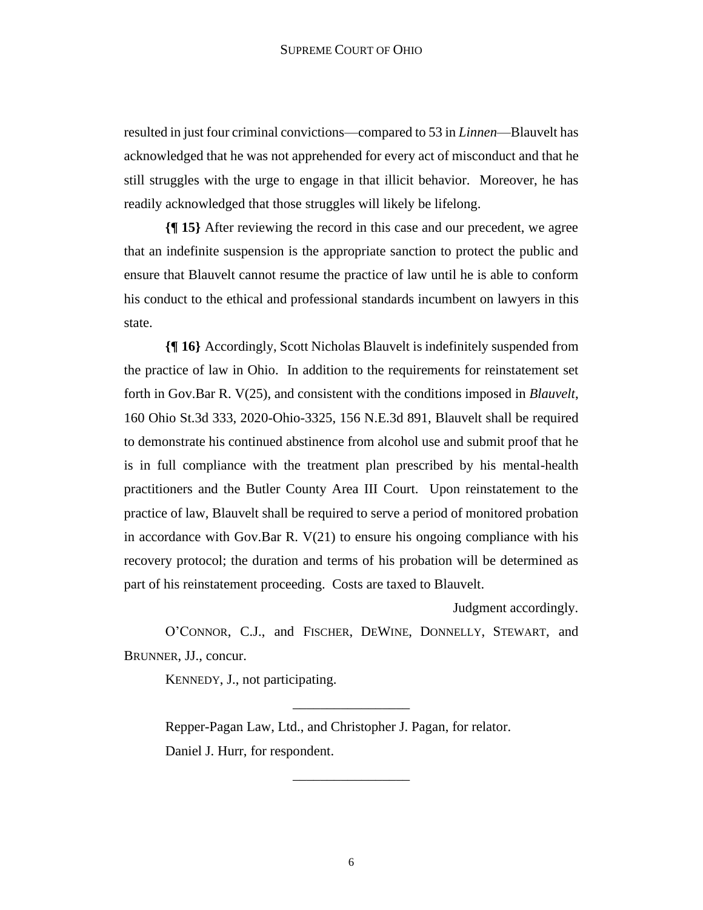resulted in just four criminal convictions—compared to 53 in *Linnen*—Blauvelt has acknowledged that he was not apprehended for every act of misconduct and that he still struggles with the urge to engage in that illicit behavior. Moreover, he has readily acknowledged that those struggles will likely be lifelong.

**{¶ 15}** After reviewing the record in this case and our precedent, we agree that an indefinite suspension is the appropriate sanction to protect the public and ensure that Blauvelt cannot resume the practice of law until he is able to conform his conduct to the ethical and professional standards incumbent on lawyers in this state.

**{¶ 16}** Accordingly, Scott Nicholas Blauvelt is indefinitely suspended from the practice of law in Ohio. In addition to the requirements for reinstatement set forth in Gov.Bar R. V(25), and consistent with the conditions imposed in *Blauvelt*, 160 Ohio St.3d 333, 2020-Ohio-3325, 156 N.E.3d 891, Blauvelt shall be required to demonstrate his continued abstinence from alcohol use and submit proof that he is in full compliance with the treatment plan prescribed by his mental-health practitioners and the Butler County Area III Court. Upon reinstatement to the practice of law, Blauvelt shall be required to serve a period of monitored probation in accordance with Gov.Bar R. V(21) to ensure his ongoing compliance with his recovery protocol; the duration and terms of his probation will be determined as part of his reinstatement proceeding. Costs are taxed to Blauvelt.

Judgment accordingly.

O'CONNOR, C.J., and FISCHER, DEWINE, DONNELLY, STEWART, and BRUNNER, JJ., concur.

KENNEDY, J., not participating.

---

Repper-Pagan Law, Ltd., and Christopher J. Pagan, for relator.

Daniel J. Hurr, for respondent.

---